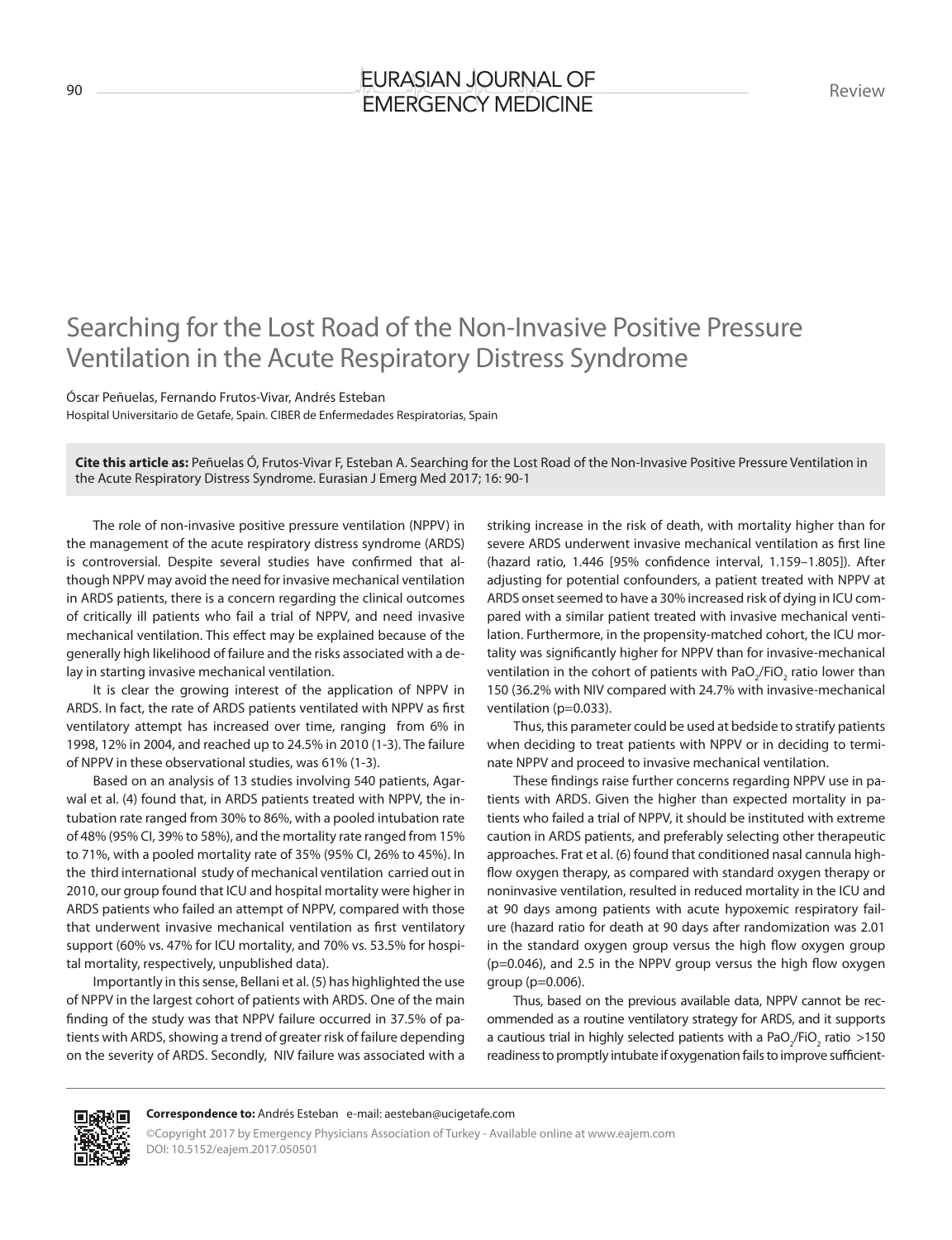Review

# Searching for the Lost Road of the Non-Invasive Positive Pressure Ventilation in the Acute Respiratory Distress Syndrome

Óscar Peñuelas, Fernando Frutos-Vivar, Andrés Esteban

Hospital Universitario de Getafe, Spain. CIBER de Enfermedades Respiratorias, Spain

**Cite this article as:** Peñuelas Ó, Frutos-Vivar F, Esteban A. Searching for the Lost Road of the Non-Invasive Positive Pressure Ventilation in the Acute Respiratory Distress Syndrome. Eurasian J Emerg Med 2017; 16: 90-1

The role of non-invasive positive pressure ventilation (NPPV) in the management of the acute respiratory distress syndrome (ARDS) is controversial. Despite several studies have confirmed that although NPPV may avoid the need for invasive mechanical ventilation in ARDS patients, there is a concern regarding the clinical outcomes of critically ill patients who fail a trial of NPPV, and need invasive mechanical ventilation. This effect may be explained because of the generally high likelihood of failure and the risks associated with a delay in starting invasive mechanical ventilation.

It is clear the growing interest of the application of NPPV in ARDS. In fact, the rate of ARDS patients ventilated with NPPV as first ventilatory attempt has increased over time, ranging from 6% in 1998, 12% in 2004, and reached up to 24.5% in 2010 (1-3). The failure of NPPV in these observational studies, was 61% (1-3).

Based on an analysis of 13 studies involving 540 patients, Agarwal et al. (4) found that, in ARDS patients treated with NPPV, the intubation rate ranged from 30% to 86%, with a pooled intubation rate of 48% (95% CI, 39% to 58%), and the mortality rate ranged from 15% to 71%, with a pooled mortality rate of 35% (95% CI, 26% to 45%). In the third international study of mechanical ventilation carried out in 2010, our group found that ICU and hospital mortality were higher in ARDS patients who failed an attempt of NPPV, compared with those that underwent invasive mechanical ventilation as first ventilatory support (60% vs. 47% for ICU mortality, and 70% vs. 53.5% for hospital mortality, respectively, unpublished data).

Importantly in this sense, Bellani et al. (5) has highlighted the use of NPPV in the largest cohort of patients with ARDS. One of the main finding of the study was that NPPV failure occurred in 37.5% of patients with ARDS, showing a trend of greater risk of failure depending on the severity of ARDS. Secondly, NIV failure was associated with a striking increase in the risk of death, with mortality higher than for severe ARDS underwent invasive mechanical ventilation as first line (hazard ratio, 1.446 [95% confidence interval, 1.159–1.805]). After adjusting for potential confounders, a patient treated with NPPV at ARDS onset seemed to have a 30% increased risk of dying in ICU compared with a similar patient treated with invasive mechanical ventilation. Furthermore, in the propensity-matched cohort, the ICU mortality was significantly higher for NPPV than for invasive-mechanical ventilation in the cohort of patients with $PaO_2/FiO_2$ ratio lower than 150 (36.2% with NIV compared with 24.7% with invasive-mechanical ventilation ($p=0.033$).

Thus, this parameter could be used at bedside to stratify patients when deciding to treat patients with NPPV or in deciding to terminate NPPV and proceed to invasive mechanical ventilation.

These findings raise further concerns regarding NPPV use in patients with ARDS. Given the higher than expected mortality in patients who failed a trial of NPPV, it should be instituted with extreme caution in ARDS patients, and preferably selecting other therapeutic approaches. Frat et al. (6) found that conditioned nasal cannula high-flow oxygen therapy, as compared with standard oxygen therapy or noninvasive ventilation, resulted in reduced mortality in the ICU and at 90 days among patients with acute hypoxemic respiratory failure (hazard ratio for death at 90 days after randomization was 2.01 in the standard oxygen group versus the high flow oxygen group ($p=0.046$), and 2.5 in the NPPV group versus the high flow oxygen group ($p=0.006$).

Thus, based on the previous available data, NPPV cannot be recommended as a routine ventilatory strategy for ARDS, and it supports a cautious trial in highly selected patients with a $PaO_2/FiO_2$ ratio >150 readiness to promptly intubate if oxygenation fails to improve sufficient-

**Correspondence to:** Andrés Esteban e-mail: aesteban@ucigetafe.com

©Copyright 2017 by Emergency Physicians Association of Turkey - Available online at www.eajem.com
DOI: 10.5152/eajem.2017.050501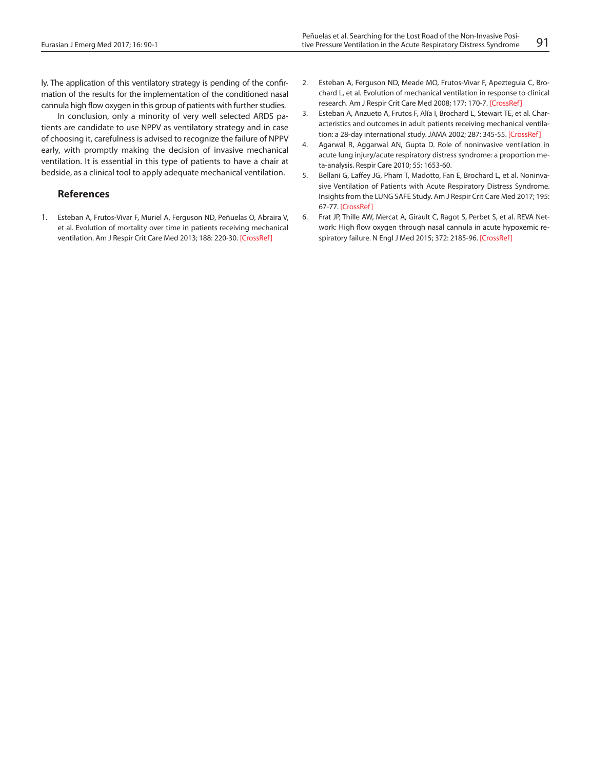ly. The application of this ventilatory strategy is pending of the confirmation of the results for the implementation of the conditioned nasal cannula high flow oxygen in this group of patients with further studies.

In conclusion, only a minority of very well selected ARDS patients are candidate to use NPPV as ventilatory strategy and in case of choosing it, carefulness is advised to recognize the failure of NPPV early, with promptly making the decision of invasive mechanical ventilation. It is essential in this type of patients to have a chair at bedside, as a clinical tool to apply adequate mechanical ventilation.

## References

1. Esteban A, Frutos-Vivar F, Muriel A, Ferguson ND, Peñuelas O, Abraira V, et al. Evolution of mortality over time in patients receiving mechanical ventilation. Am J Respir Crit Care Med 2013; 188: 220-30. [CrossRef]
2. Esteban A, Ferguson ND, Meade MO, Frutos-Vivar F, Apezteguia C, Brochard L, et al. Evolution of mechanical ventilation in response to clinical research. Am J Respir Crit Care Med 2008; 177: 170-7. [CrossRef]
3. Esteban A, Anzueto A, Frutos F, Alía I, Brochard L, Stewart TE, et al. Characteristics and outcomes in adult patients receiving mechanical ventilation: a 28-day international study. JAMA 2002; 287: 345-55. [CrossRef]
4. Agarwal R, Aggarwal AN, Gupta D. Role of noninvasive ventilation in acute lung injury/acute respiratory distress syndrome: a proportion meta-analysis. Respir Care 2010; 55: 1653-60.
5. Bellani G, Laffey JG, Pham T, Madotto, Fan E, Brochard L, et al. Noninvasive Ventilation of Patients with Acute Respiratory Distress Syndrome. Insights from the LUNG SAFE Study. Am J Respir Crit Care Med 2017; 195: 67-77. [CrossRef]
6. Frat JP, Thille AW, Mercat A, Girault C, Ragot S, Perbet S, et al. REVA Network: High flow oxygen through nasal cannula in acute hypoxemic respiratory failure. N Engl J Med 2015; 372: 2185-96. [CrossRef]